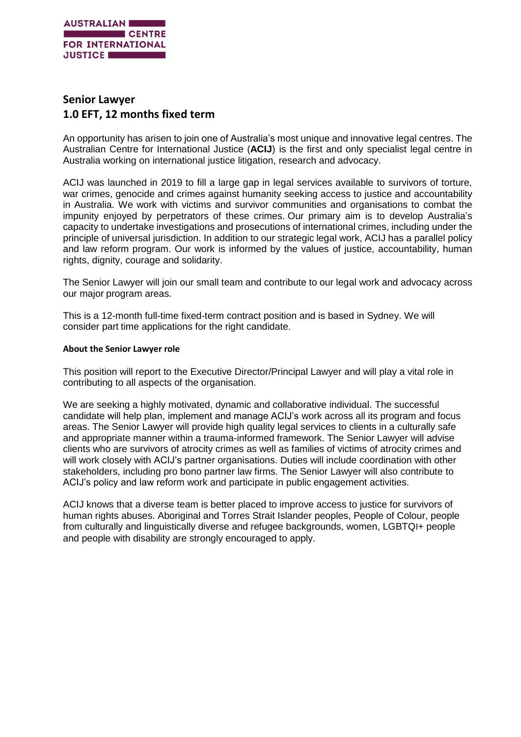AUSTRALIAN CENTRE FOR INTERNATIONAL JUSTICE

# Senior Lawyer
## 1.0 EFT, 12 months fixed term

An opportunity has arisen to join one of Australia's most unique and innovative legal centres. The Australian Centre for International Justice (**ACIJ**) is the first and only specialist legal centre in Australia working on international justice litigation, research and advocacy.

ACIJ was launched in 2019 to fill a large gap in legal services available to survivors of torture, war crimes, genocide and crimes against humanity seeking access to justice and accountability in Australia. We work with victims and survivor communities and organisations to combat the impunity enjoyed by perpetrators of these crimes. Our primary aim is to develop Australia's capacity to undertake investigations and prosecutions of international crimes, including under the principle of universal jurisdiction. In addition to our strategic legal work, ACIJ has a parallel policy and law reform program. Our work is informed by the values of justice, accountability, human rights, dignity, courage and solidarity.

The Senior Lawyer will join our small team and contribute to our legal work and advocacy across our major program areas.

This is a 12-month full-time fixed-term contract position and is based in Sydney. We will consider part time applications for the right candidate.

### About the Senior Lawyer role

This position will report to the Executive Director/Principal Lawyer and will play a vital role in contributing to all aspects of the organisation.

We are seeking a highly motivated, dynamic and collaborative individual. The successful candidate will help plan, implement and manage ACIJ's work across all its program and focus areas. The Senior Lawyer will provide high quality legal services to clients in a culturally safe and appropriate manner within a trauma-informed framework. The Senior Lawyer will advise clients who are survivors of atrocity crimes as well as families of victims of atrocity crimes and will work closely with ACIJ's partner organisations. Duties will include coordination with other stakeholders, including pro bono partner law firms. The Senior Lawyer will also contribute to ACIJ's policy and law reform work and participate in public engagement activities.

ACIJ knows that a diverse team is better placed to improve access to justice for survivors of human rights abuses. Aboriginal and Torres Strait Islander peoples, People of Colour, people from culturally and linguistically diverse and refugee backgrounds, women, LGBTQI+ people and people with disability are strongly encouraged to apply.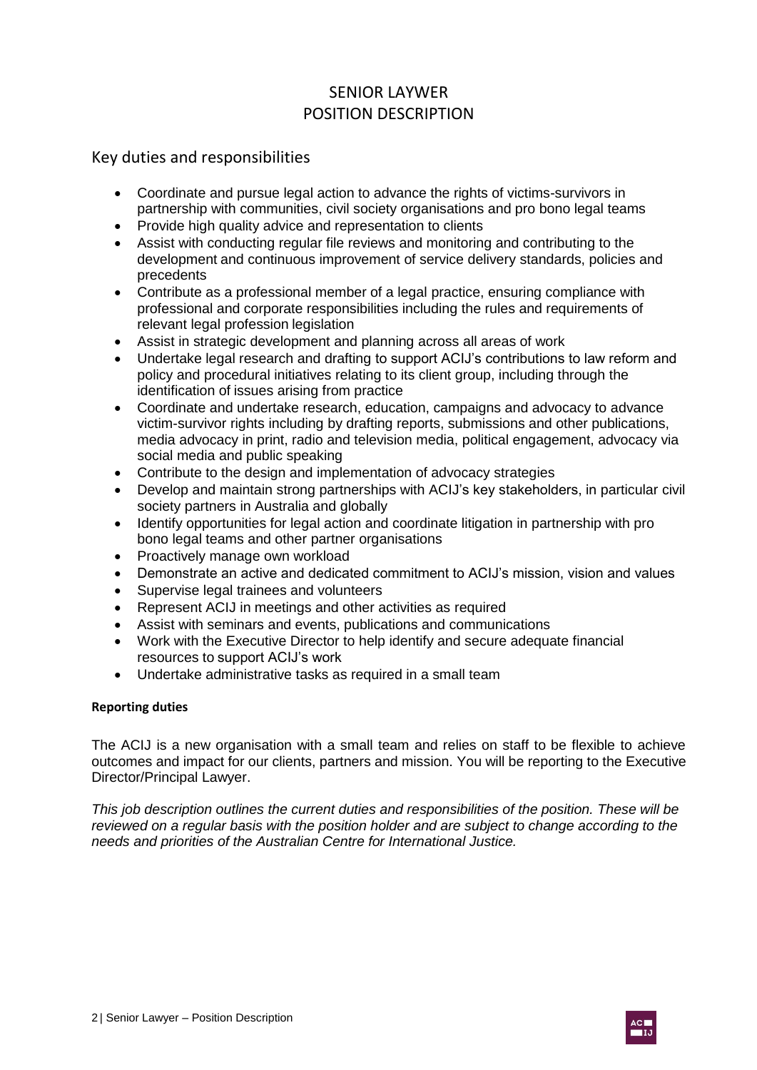# SENIOR LAYWER
# POSITION DESCRIPTION

## Key duties and responsibilities

- Coordinate and pursue legal action to advance the rights of victims-survivors in partnership with communities, civil society organisations and pro bono legal teams
- Provide high quality advice and representation to clients
- Assist with conducting regular file reviews and monitoring and contributing to the development and continuous improvement of service delivery standards, policies and precedents
- Contribute as a professional member of a legal practice, ensuring compliance with professional and corporate responsibilities including the rules and requirements of relevant legal profession legislation
- Assist in strategic development and planning across all areas of work
- Undertake legal research and drafting to support ACIJ's contributions to law reform and policy and procedural initiatives relating to its client group, including through the identification of issues arising from practice
- Coordinate and undertake research, education, campaigns and advocacy to advance victim-survivor rights including by drafting reports, submissions and other publications, media advocacy in print, radio and television media, political engagement, advocacy via social media and public speaking
- Contribute to the design and implementation of advocacy strategies
- Develop and maintain strong partnerships with ACIJ's key stakeholders, in particular civil society partners in Australia and globally
- Identify opportunities for legal action and coordinate litigation in partnership with pro bono legal teams and other partner organisations
- Proactively manage own workload
- Demonstrate an active and dedicated commitment to ACIJ's mission, vision and values
- Supervise legal trainees and volunteers
- Represent ACIJ in meetings and other activities as required
- Assist with seminars and events, publications and communications
- Work with the Executive Director to help identify and secure adequate financial resources to support ACIJ's work
- Undertake administrative tasks as required in a small team

**Reporting duties**

The ACIJ is a new organisation with a small team and relies on staff to be flexible to achieve outcomes and impact for our clients, partners and mission. You will be reporting to the Executive Director/Principal Lawyer.

*This job description outlines the current duties and responsibilities of the position. These will be reviewed on a regular basis with the position holder and are subject to change according to the needs and priorities of the Australian Centre for International Justice.*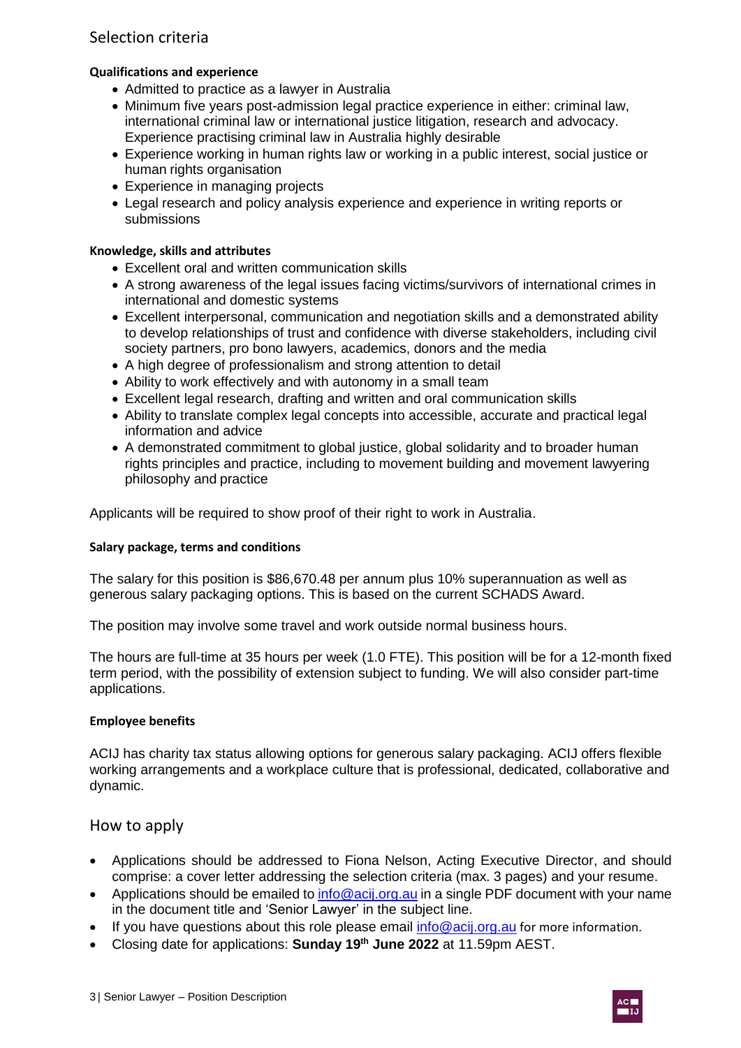## Selection criteria

### Qualifications and experience

- Admitted to practice as a lawyer in Australia
- Minimum five years post-admission legal practice experience in either: criminal law, international criminal law or international justice litigation, research and advocacy. Experience practising criminal law in Australia highly desirable
- Experience working in human rights law or working in a public interest, social justice or human rights organisation
- Experience in managing projects
- Legal research and policy analysis experience and experience in writing reports or submissions

### Knowledge, skills and attributes

- Excellent oral and written communication skills
- A strong awareness of the legal issues facing victims/survivors of international crimes in international and domestic systems
- Excellent interpersonal, communication and negotiation skills and a demonstrated ability to develop relationships of trust and confidence with diverse stakeholders, including civil society partners, pro bono lawyers, academics, donors and the media
- A high degree of professionalism and strong attention to detail
- Ability to work effectively and with autonomy in a small team
- Excellent legal research, drafting and written and oral communication skills
- Ability to translate complex legal concepts into accessible, accurate and practical legal information and advice
- A demonstrated commitment to global justice, global solidarity and to broader human rights principles and practice, including to movement building and movement lawyering philosophy and practice

Applicants will be required to show proof of their right to work in Australia.

### Salary package, terms and conditions

The salary for this position is $86,670.48 per annum plus 10% superannuation as well as generous salary packaging options. This is based on the current SCHADS Award.

The position may involve some travel and work outside normal business hours.

The hours are full-time at 35 hours per week (1.0 FTE). This position will be for a 12-month fixed term period, with the possibility of extension subject to funding. We will also consider part-time applications.

### Employee benefits

ACIJ has charity tax status allowing options for generous salary packaging. ACIJ offers flexible working arrangements and a workplace culture that is professional, dedicated, collaborative and dynamic.

## How to apply

- Applications should be addressed to Fiona Nelson, Acting Executive Director, and should comprise: a cover letter addressing the selection criteria (max. 3 pages) and your resume.
- Applications should be emailed to info@acij.org.au in a single PDF document with your name in the document title and 'Senior Lawyer' in the subject line.
- If you have questions about this role please email info@acij.org.au for more information.
- Closing date for applications: **Sunday 19th June 2022** at 11.59pm AEST.